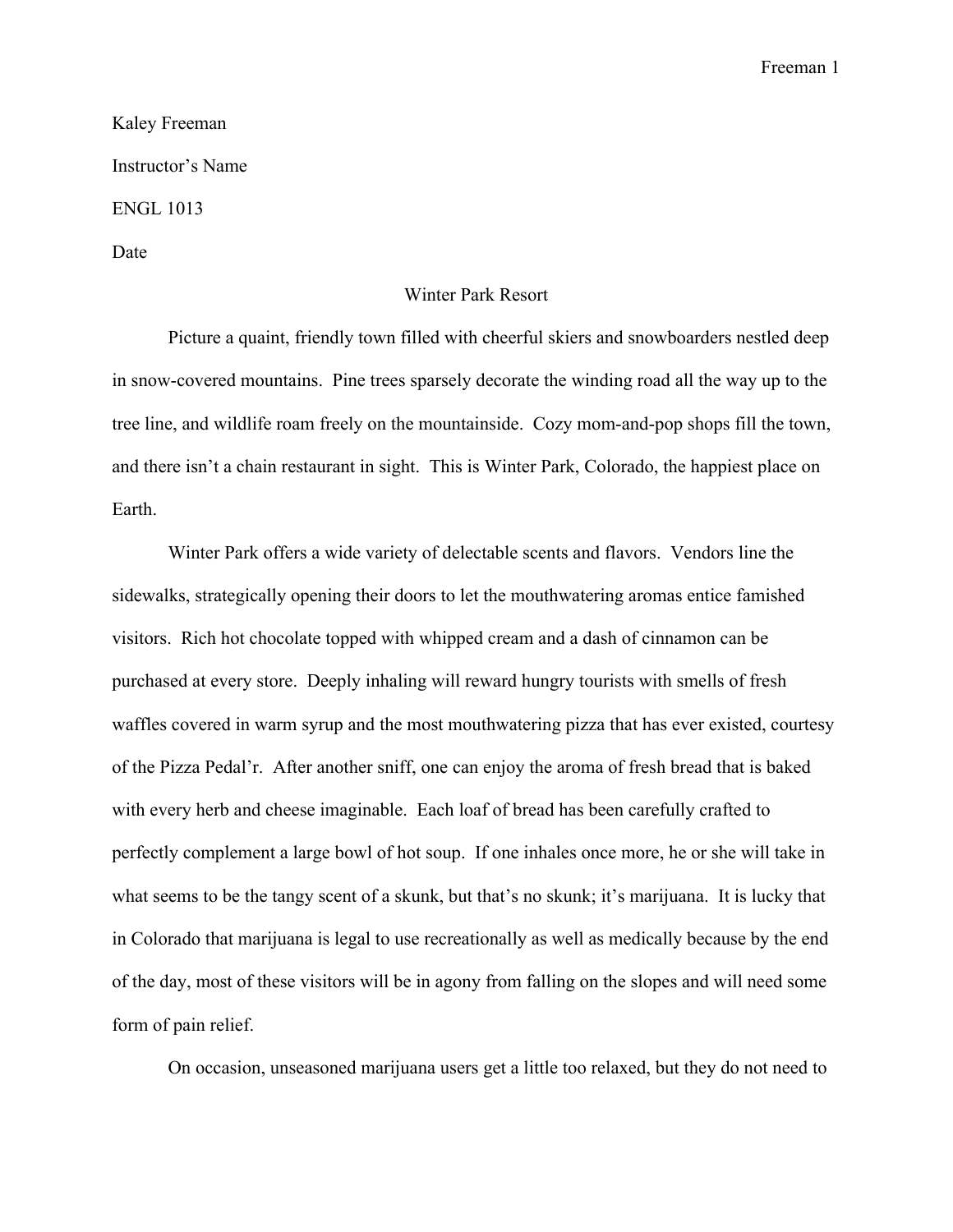Kaley Freeman

Instructor's Name

ENGL 1013

Date

# Winter Park Resort

Picture a quaint, friendly town filled with cheerful skiers and snowboarders nestled deep in snow-covered mountains. Pine trees sparsely decorate the winding road all the way up to the tree line, and wildlife roam freely on the mountainside. Cozy mom-and-pop shops fill the town, and there isn't a chain restaurant in sight. This is Winter Park, Colorado, the happiest place on Earth.

Winter Park offers a wide variety of delectable scents and flavors. Vendors line the sidewalks, strategically opening their doors to let the mouthwatering aromas entice famished visitors. Rich hot chocolate topped with whipped cream and a dash of cinnamon can be purchased at every store. Deeply inhaling will reward hungry tourists with smells of fresh waffles covered in warm syrup and the most mouthwatering pizza that has ever existed, courtesy of the Pizza Pedal'r. After another sniff, one can enjoy the aroma of fresh bread that is baked with every herb and cheese imaginable. Each loaf of bread has been carefully crafted to perfectly complement a large bowl of hot soup. If one inhales once more, he or she will take in what seems to be the tangy scent of a skunk, but that's no skunk; it's marijuana. It is lucky that in Colorado that marijuana is legal to use recreationally as well as medically because by the end of the day, most of these visitors will be in agony from falling on the slopes and will need some form of pain relief.

On occasion, unseasoned marijuana users get a little too relaxed, but they do not need to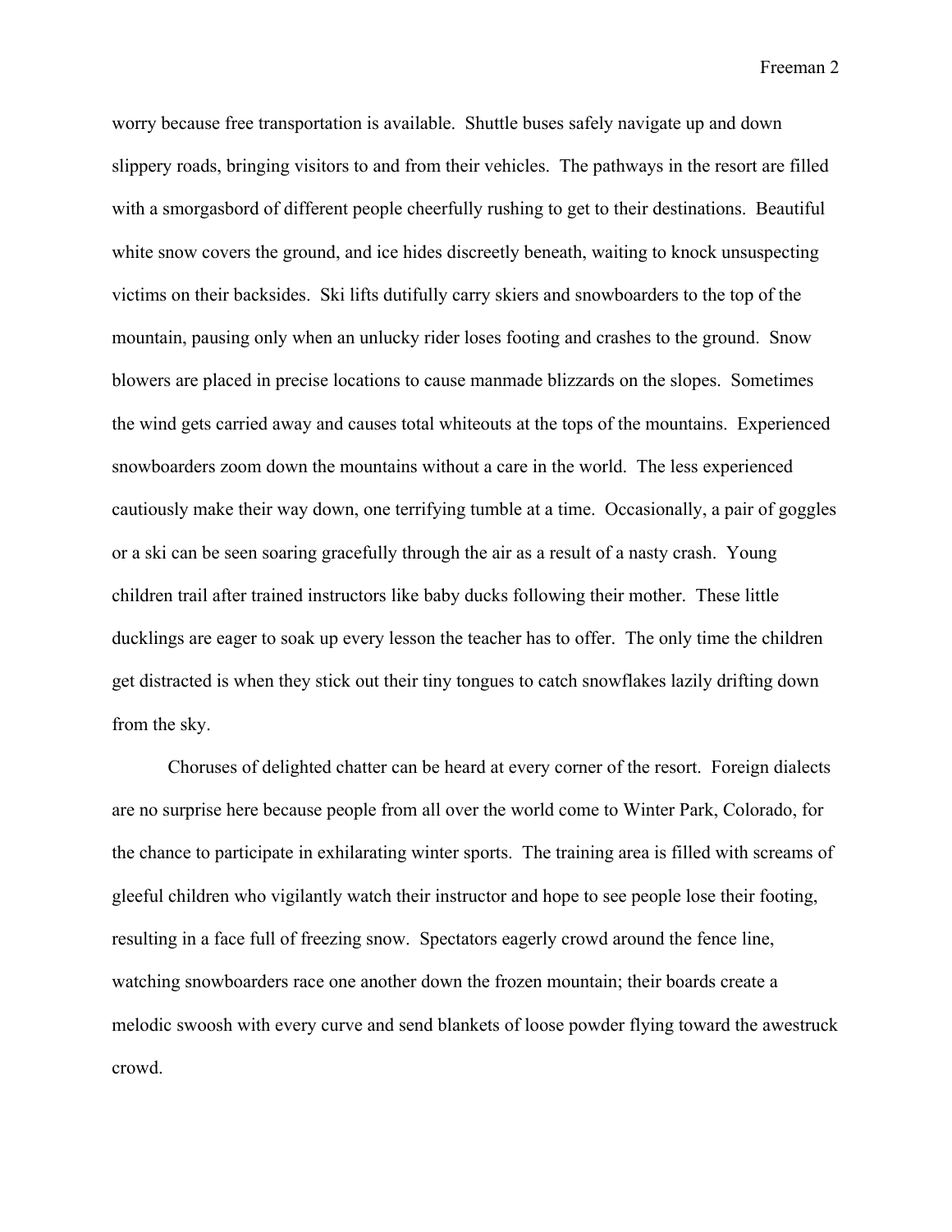worry because free transportation is available. Shuttle buses safely navigate up and down slippery roads, bringing visitors to and from their vehicles. The pathways in the resort are filled with a smorgasbord of different people cheerfully rushing to get to their destinations. Beautiful white snow covers the ground, and ice hides discreetly beneath, waiting to knock unsuspecting victims on their backsides. Ski lifts dutifully carry skiers and snowboarders to the top of the mountain, pausing only when an unlucky rider loses footing and crashes to the ground. Snow blowers are placed in precise locations to cause manmade blizzards on the slopes. Sometimes the wind gets carried away and causes total whiteouts at the tops of the mountains. Experienced snowboarders zoom down the mountains without a care in the world. The less experienced cautiously make their way down, one terrifying tumble at a time. Occasionally, a pair of goggles or a ski can be seen soaring gracefully through the air as a result of a nasty crash. Young children trail after trained instructors like baby ducks following their mother. These little ducklings are eager to soak up every lesson the teacher has to offer. The only time the children get distracted is when they stick out their tiny tongues to catch snowflakes lazily drifting down from the sky.

Choruses of delighted chatter can be heard at every corner of the resort. Foreign dialects are no surprise here because people from all over the world come to Winter Park, Colorado, for the chance to participate in exhilarating winter sports. The training area is filled with screams of gleeful children who vigilantly watch their instructor and hope to see people lose their footing, resulting in a face full of freezing snow. Spectators eagerly crowd around the fence line, watching snowboarders race one another down the frozen mountain; their boards create a melodic swoosh with every curve and send blankets of loose powder flying toward the awestruck crowd.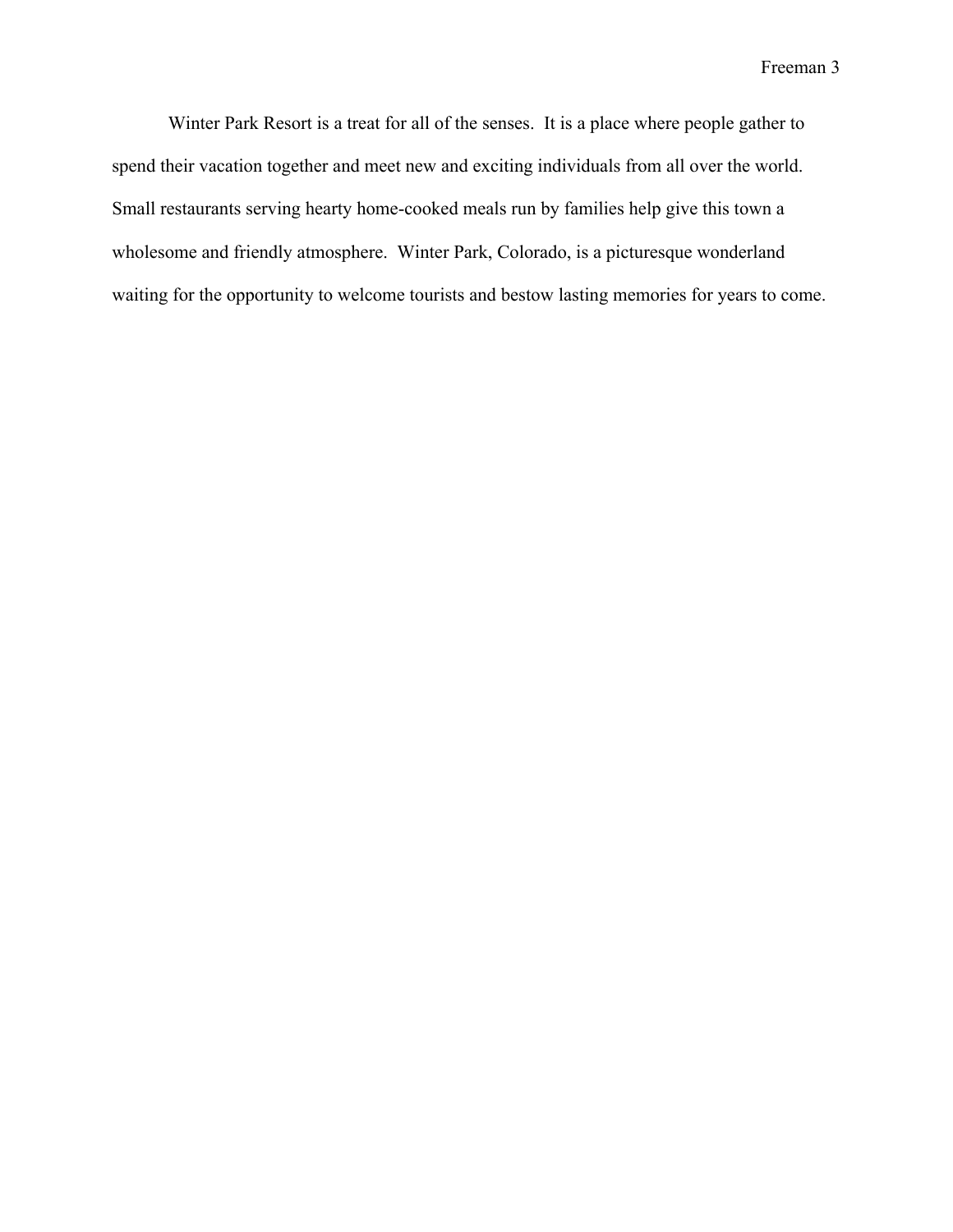Winter Park Resort is a treat for all of the senses.  It is a place where people gather to spend their vacation together and meet new and exciting individuals from all over the world.  Small restaurants serving hearty home-cooked meals run by families help give this town a wholesome and friendly atmosphere.  Winter Park, Colorado, is a picturesque wonderland waiting for the opportunity to welcome tourists and bestow lasting memories for years to come.